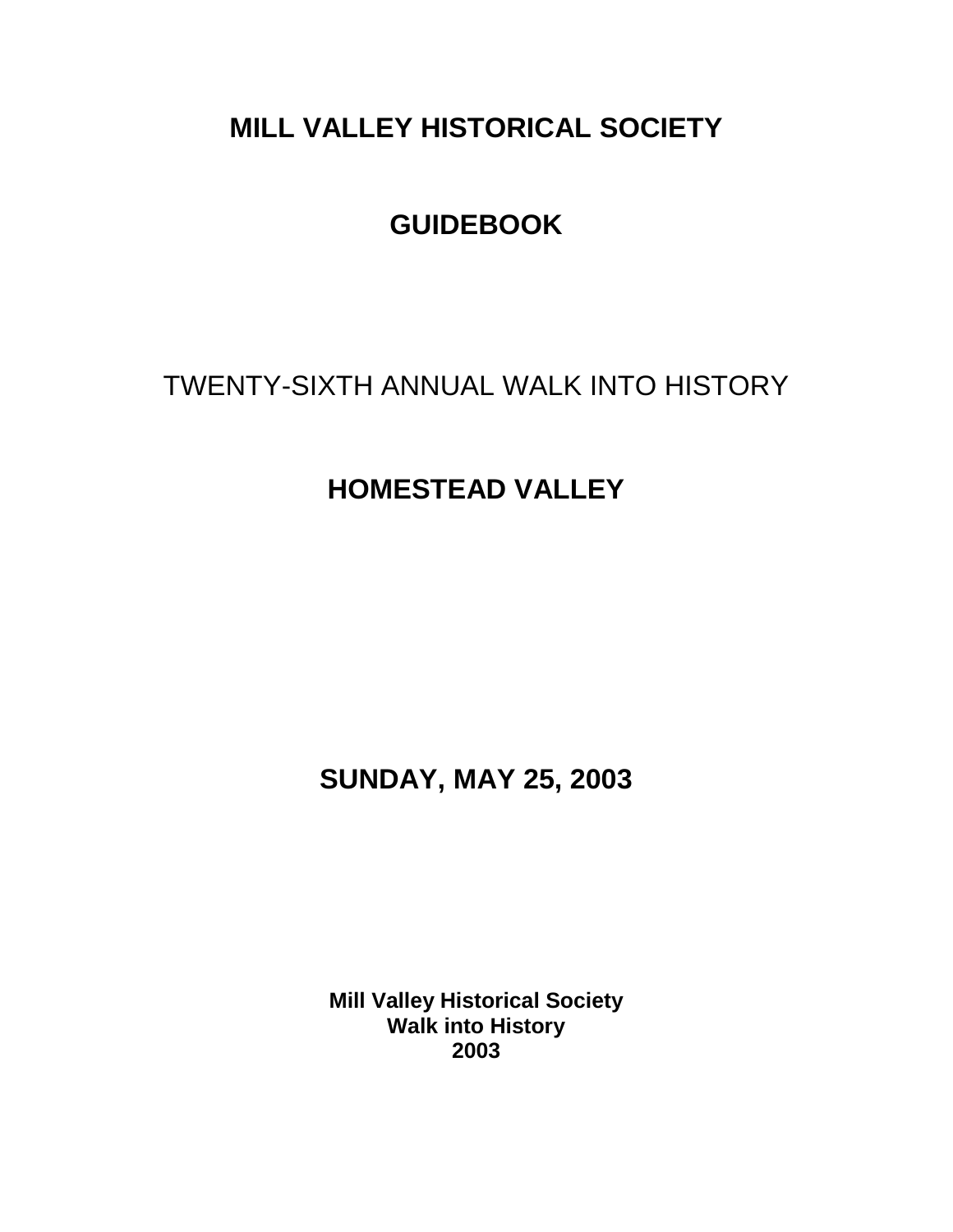# MILL VALLEY HISTORICAL SOCIETY

# GUIDEBOOK

TWENTY-SIXTH ANNUAL WALK INTO HISTORY

# HOMESTEAD VALLEY

**SUNDAY, MAY 25, 2003**

**Mill Valley Historical Society**
**Walk into History**
**2003**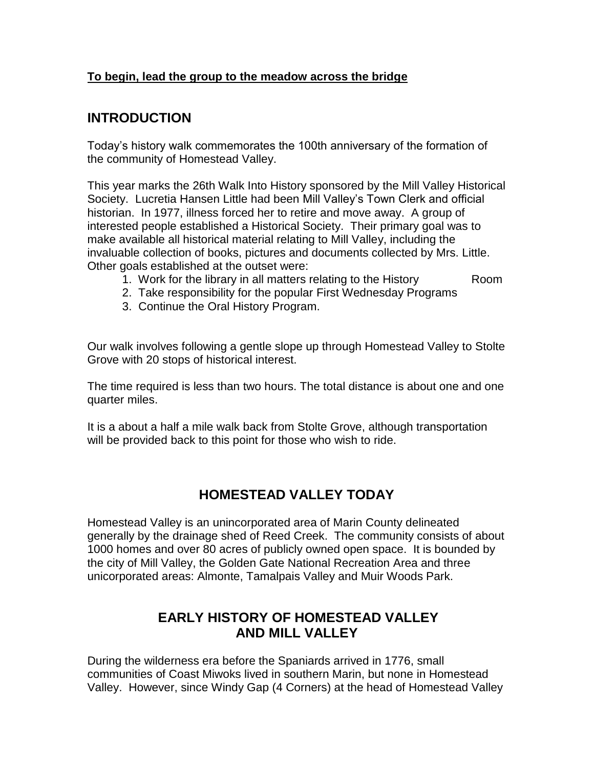**To begin, lead the group to the meadow across the bridge**

## INTRODUCTION

Today's history walk commemorates the 100th anniversary of the formation of the community of Homestead Valley.

This year marks the 26th Walk Into History sponsored by the Mill Valley Historical Society. Lucretia Hansen Little had been Mill Valley's Town Clerk and official historian. In 1977, illness forced her to retire and move away. A group of interested people established a Historical Society. Their primary goal was to make available all historical material relating to Mill Valley, including the invaluable collection of books, pictures and documents collected by Mrs. Little. Other goals established at the outset were:

1. Work for the library in all matters relating to the History Room
2. Take responsibility for the popular First Wednesday Programs
3. Continue the Oral History Program.

Our walk involves following a gentle slope up through Homestead Valley to Stolte Grove with 20 stops of historical interest.

The time required is less than two hours. The total distance is about one and one quarter miles.

It is a about a half a mile walk back from Stolte Grove, although transportation will be provided back to this point for those who wish to ride.

## HOMESTEAD VALLEY TODAY

Homestead Valley is an unincorporated area of Marin County delineated generally by the drainage shed of Reed Creek. The community consists of about 1000 homes and over 80 acres of publicly owned open space. It is bounded by the city of Mill Valley, the Golden Gate National Recreation Area and three unicorporated areas: Almonte, Tamalpais Valley and Muir Woods Park.

## EARLY HISTORY OF HOMESTEAD VALLEY AND MILL VALLEY

During the wilderness era before the Spaniards arrived in 1776, small communities of Coast Miwoks lived in southern Marin, but none in Homestead Valley. However, since Windy Gap (4 Corners) at the head of Homestead Valley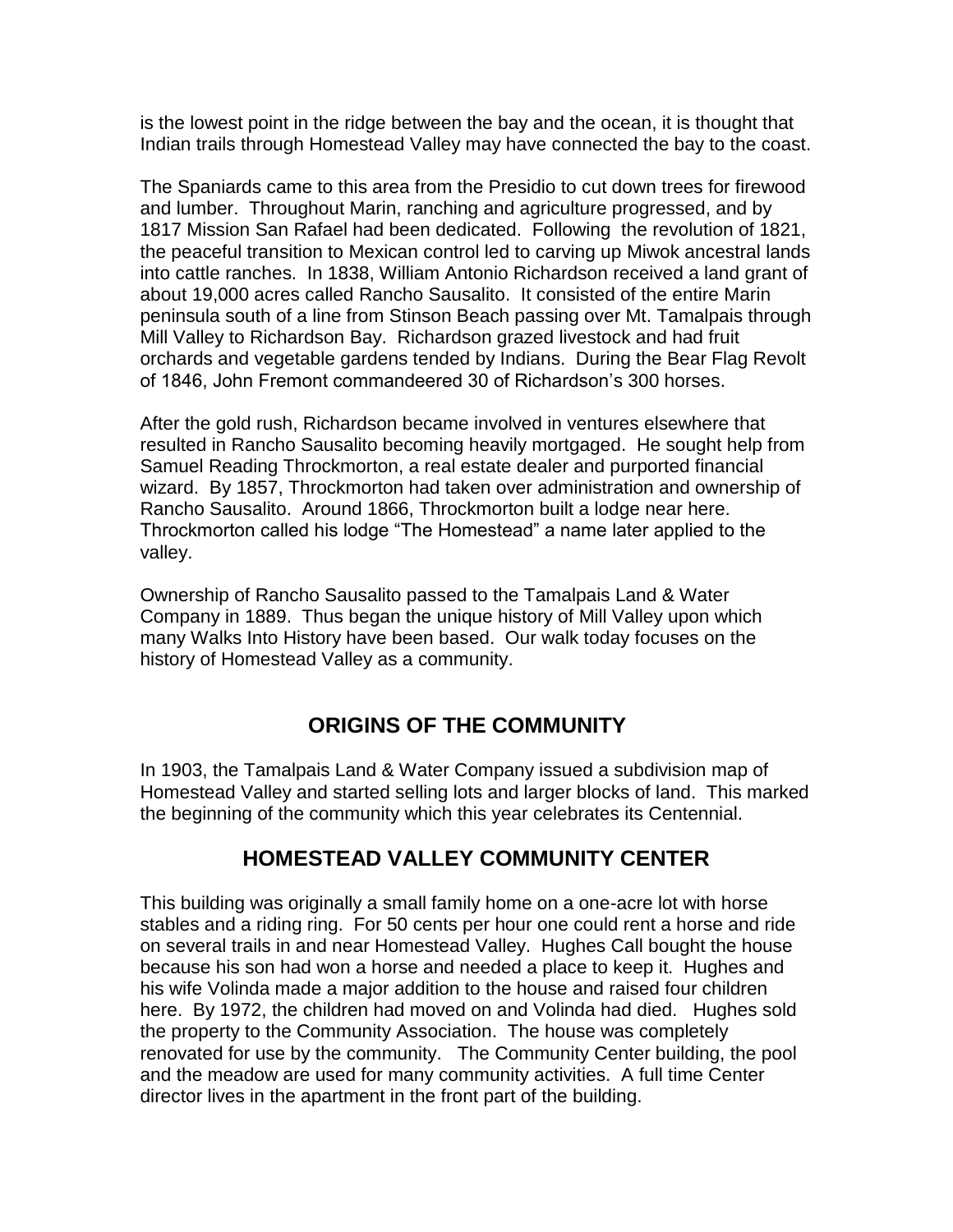is the lowest point in the ridge between the bay and the ocean, it is thought that Indian trails through Homestead Valley may have connected the bay to the coast.

The Spaniards came to this area from the Presidio to cut down trees for firewood and lumber. Throughout Marin, ranching and agriculture progressed, and by 1817 Mission San Rafael had been dedicated. Following the revolution of 1821, the peaceful transition to Mexican control led to carving up Miwok ancestral lands into cattle ranches. In 1838, William Antonio Richardson received a land grant of about 19,000 acres called Rancho Sausalito. It consisted of the entire Marin peninsula south of a line from Stinson Beach passing over Mt. Tamalpais through Mill Valley to Richardson Bay. Richardson grazed livestock and had fruit orchards and vegetable gardens tended by Indians. During the Bear Flag Revolt of 1846, John Fremont commandeered 30 of Richardson's 300 horses.

After the gold rush, Richardson became involved in ventures elsewhere that resulted in Rancho Sausalito becoming heavily mortgaged. He sought help from Samuel Reading Throckmorton, a real estate dealer and purported financial wizard. By 1857, Throckmorton had taken over administration and ownership of Rancho Sausalito. Around 1866, Throckmorton built a lodge near here. Throckmorton called his lodge "The Homestead" a name later applied to the valley.

Ownership of Rancho Sausalito passed to the Tamalpais Land & Water Company in 1889. Thus began the unique history of Mill Valley upon which many Walks Into History have been based. Our walk today focuses on the history of Homestead Valley as a community.

## ORIGINS OF THE COMMUNITY

In 1903, the Tamalpais Land & Water Company issued a subdivision map of Homestead Valley and started selling lots and larger blocks of land. This marked the beginning of the community which this year celebrates its Centennial.

## HOMESTEAD VALLEY COMMUNITY CENTER

This building was originally a small family home on a one-acre lot with horse stables and a riding ring. For 50 cents per hour one could rent a horse and ride on several trails in and near Homestead Valley. Hughes Call bought the house because his son had won a horse and needed a place to keep it. Hughes and his wife Volinda made a major addition to the house and raised four children here. By 1972, the children had moved on and Volinda had died. Hughes sold the property to the Community Association. The house was completely renovated for use by the community. The Community Center building, the pool and the meadow are used for many community activities. A full time Center director lives in the apartment in the front part of the building.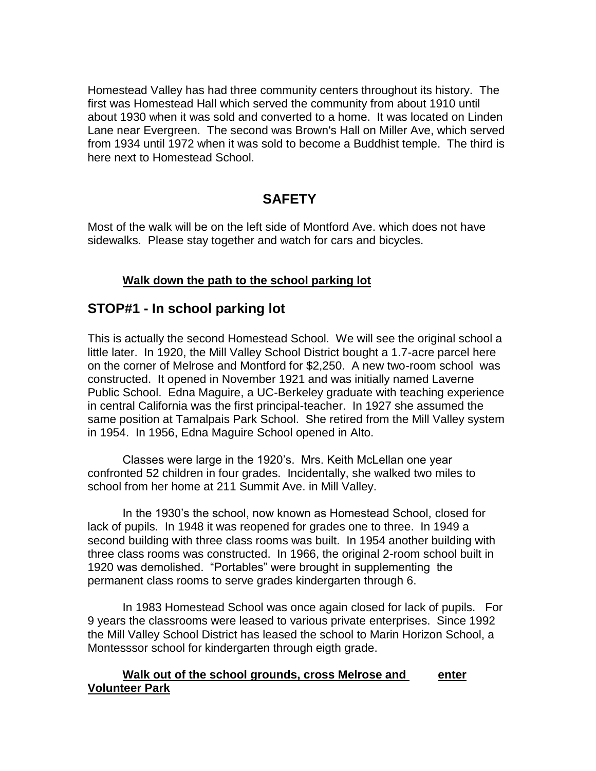Homestead Valley has had three community centers throughout its history. The first was Homestead Hall which served the community from about 1910 until about 1930 when it was sold and converted to a home. It was located on Linden Lane near Evergreen. The second was Brown's Hall on Miller Ave, which served from 1934 until 1972 when it was sold to become a Buddhist temple. The third is here next to Homestead School.

## SAFETY

Most of the walk will be on the left side of Montford Ave. which does not have sidewalks. Please stay together and watch for cars and bicycles.

**Walk down the path to the school parking lot**

## STOP#1 - In school parking lot

This is actually the second Homestead School. We will see the original school a little later. In 1920, the Mill Valley School District bought a 1.7-acre parcel here on the corner of Melrose and Montford for $2,250. A new two-room school was constructed. It opened in November 1921 and was initially named Laverne Public School. Edna Maguire, a UC-Berkeley graduate with teaching experience in central California was the first principal-teacher. In 1927 she assumed the same position at Tamalpais Park School. She retired from the Mill Valley system in 1954. In 1956, Edna Maguire School opened in Alto.

Classes were large in the 1920's. Mrs. Keith McLellan one year confronted 52 children in four grades. Incidentally, she walked two miles to school from her home at 211 Summit Ave. in Mill Valley.

In the 1930's the school, now known as Homestead School, closed for lack of pupils. In 1948 it was reopened for grades one to three. In 1949 a second building with three class rooms was built. In 1954 another building with three class rooms was constructed. In 1966, the original 2-room school built in 1920 was demolished. "Portables" were brought in supplementing the permanent class rooms to serve grades kindergarten through 6.

In 1983 Homestead School was once again closed for lack of pupils. For 9 years the classrooms were leased to various private enterprises. Since 1992 the Mill Valley School District has leased the school to Marin Horizon School, a Montesssor school for kindergarten through eigth grade.

**Walk out of the school grounds, cross Melrose and enter Volunteer Park**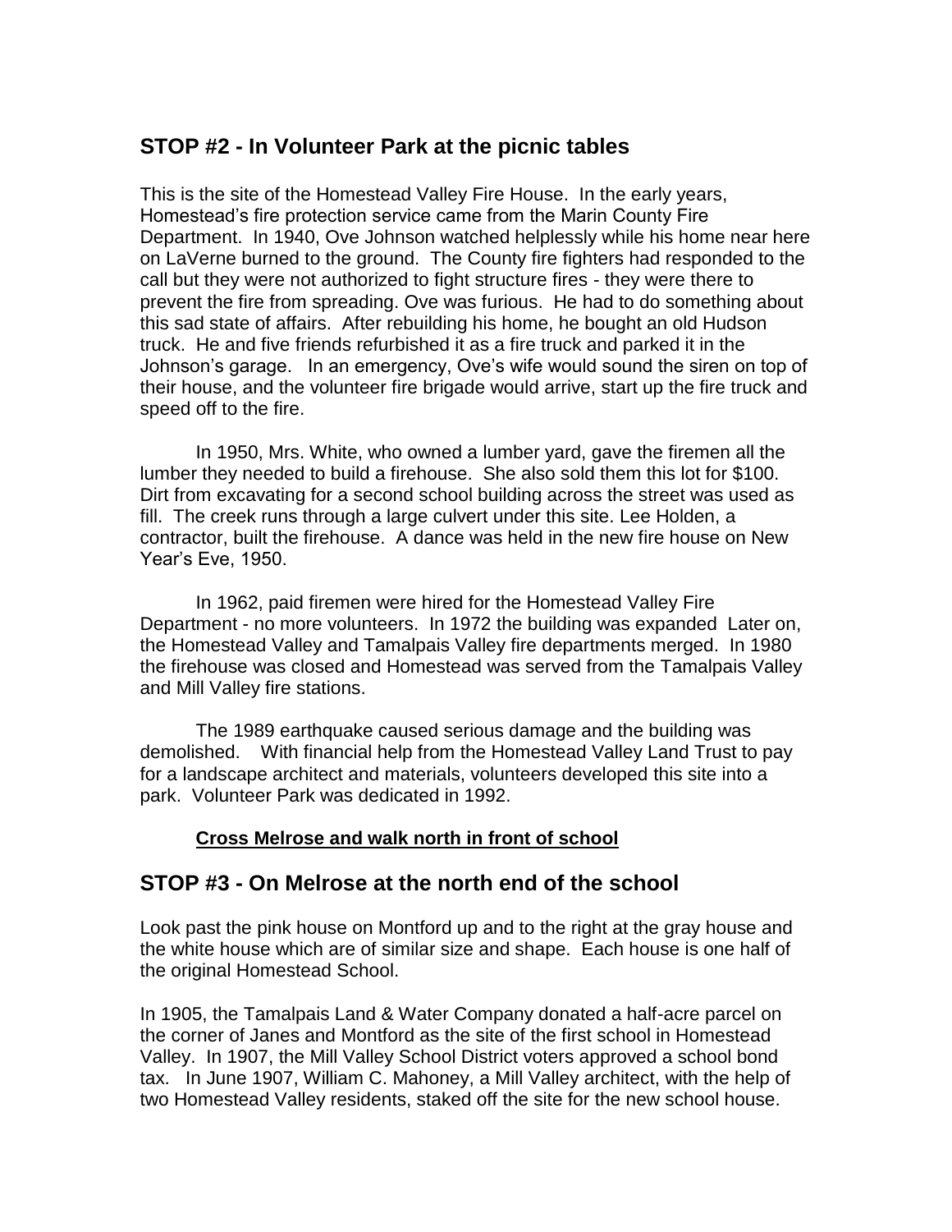## STOP #2 - In Volunteer Park at the picnic tables

This is the site of the Homestead Valley Fire House. In the early years, Homestead's fire protection service came from the Marin County Fire Department. In 1940, Ove Johnson watched helplessly while his home near here on LaVerne burned to the ground. The County fire fighters had responded to the call but they were not authorized to fight structure fires - they were there to prevent the fire from spreading. Ove was furious. He had to do something about this sad state of affairs. After rebuilding his home, he bought an old Hudson truck. He and five friends refurbished it as a fire truck and parked it in the Johnson's garage. In an emergency, Ove's wife would sound the siren on top of their house, and the volunteer fire brigade would arrive, start up the fire truck and speed off to the fire.

In 1950, Mrs. White, who owned a lumber yard, gave the firemen all the lumber they needed to build a firehouse. She also sold them this lot for $100. Dirt from excavating for a second school building across the street was used as fill. The creek runs through a large culvert under this site. Lee Holden, a contractor, built the firehouse. A dance was held in the new fire house on New Year's Eve, 1950.

In 1962, paid firemen were hired for the Homestead Valley Fire Department - no more volunteers. In 1972 the building was expanded Later on, the Homestead Valley and Tamalpais Valley fire departments merged. In 1980 the firehouse was closed and Homestead was served from the Tamalpais Valley and Mill Valley fire stations.

The 1989 earthquake caused serious damage and the building was demolished. With financial help from the Homestead Valley Land Trust to pay for a landscape architect and materials, volunteers developed this site into a park. Volunteer Park was dedicated in 1992.

**Cross Melrose and walk north in front of school**

## STOP #3 - On Melrose at the north end of the school

Look past the pink house on Montford up and to the right at the gray house and the white house which are of similar size and shape. Each house is one half of the original Homestead School.

In 1905, the Tamalpais Land & Water Company donated a half-acre parcel on the corner of Janes and Montford as the site of the first school in Homestead Valley. In 1907, the Mill Valley School District voters approved a school bond tax. In June 1907, William C. Mahoney, a Mill Valley architect, with the help of two Homestead Valley residents, staked off the site for the new school house.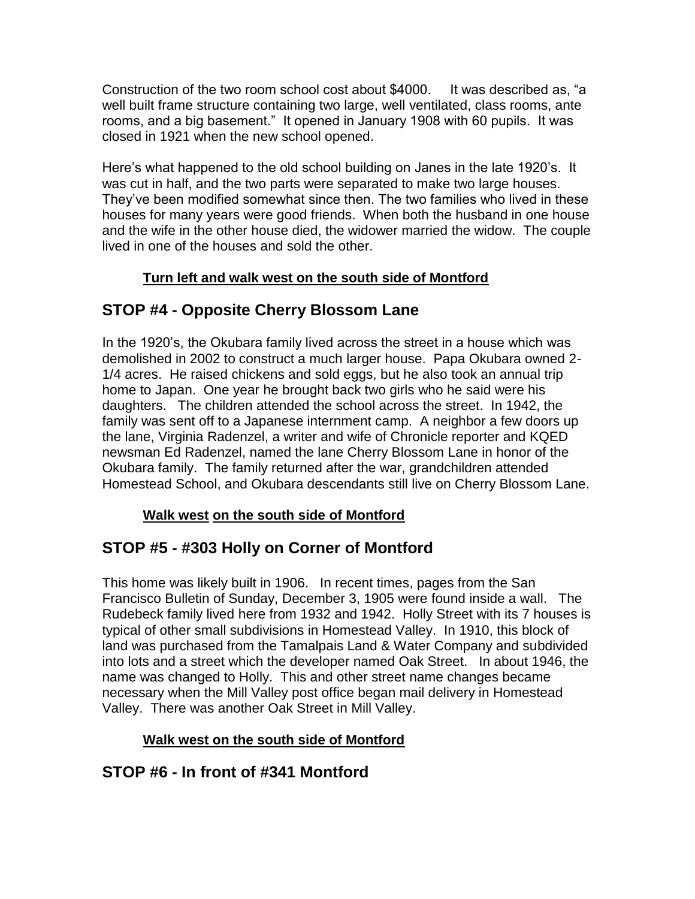Construction of the two room school cost about $4000. It was described as, "a well built frame structure containing two large, well ventilated, class rooms, ante rooms, and a big basement." It opened in January 1908 with 60 pupils. It was closed in 1921 when the new school opened.

Here's what happened to the old school building on Janes in the late 1920's. It was cut in half, and the two parts were separated to make two large houses. They've been modified somewhat since then. The two families who lived in these houses for many years were good friends. When both the husband in one house and the wife in the other house died, the widower married the widow. The couple lived in one of the houses and sold the other.

**Turn left and walk west on the south side of Montford**

## STOP #4 - Opposite Cherry Blossom Lane

In the 1920's, the Okubara family lived across the street in a house which was demolished in 2002 to construct a much larger house. Papa Okubara owned 2-1/4 acres. He raised chickens and sold eggs, but he also took an annual trip home to Japan. One year he brought back two girls who he said were his daughters. The children attended the school across the street. In 1942, the family was sent off to a Japanese internment camp. A neighbor a few doors up the lane, Virginia Radenzel, a writer and wife of Chronicle reporter and KQED newsman Ed Radenzel, named the lane Cherry Blossom Lane in honor of the Okubara family. The family returned after the war, grandchildren attended Homestead School, and Okubara descendants still live on Cherry Blossom Lane.

**Walk west on the south side of Montford**

## STOP #5 - #303 Holly on Corner of Montford

This home was likely built in 1906. In recent times, pages from the San Francisco Bulletin of Sunday, December 3, 1905 were found inside a wall. The Rudebeck family lived here from 1932 and 1942. Holly Street with its 7 houses is typical of other small subdivisions in Homestead Valley. In 1910, this block of land was purchased from the Tamalpais Land & Water Company and subdivided into lots and a street which the developer named Oak Street. In about 1946, the name was changed to Holly. This and other street name changes became necessary when the Mill Valley post office began mail delivery in Homestead Valley. There was another Oak Street in Mill Valley.

**Walk west on the south side of Montford**

## STOP #6 - In front of #341 Montford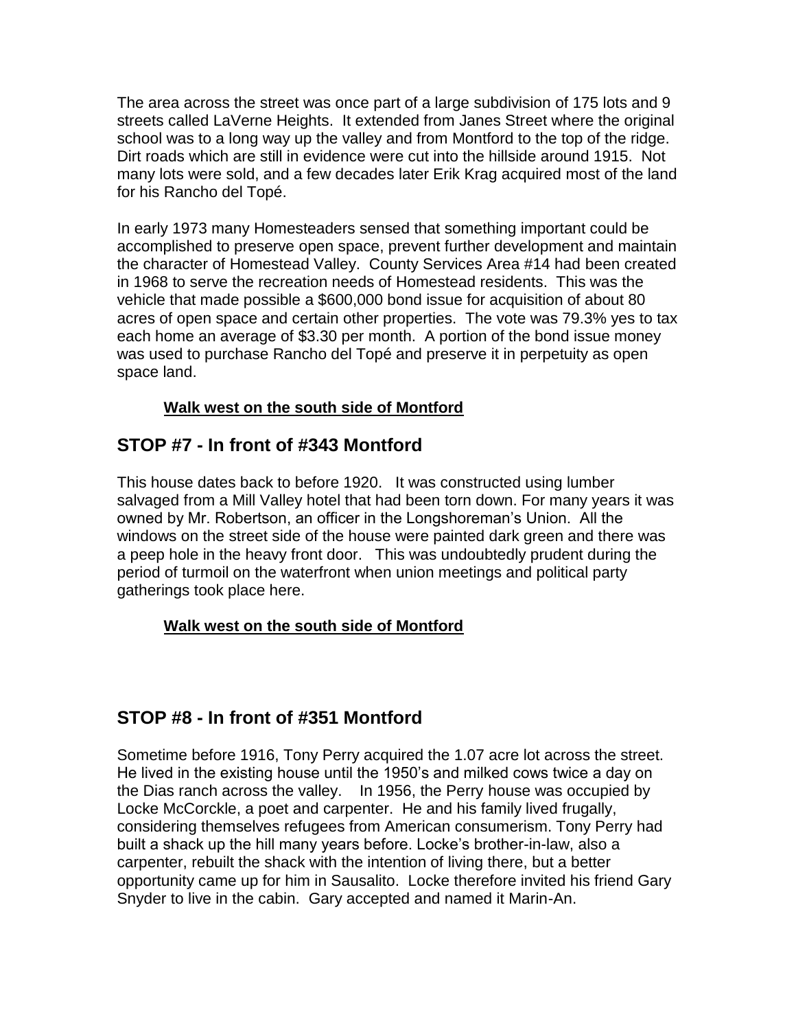The area across the street was once part of a large subdivision of 175 lots and 9 streets called LaVerne Heights. It extended from Janes Street where the original school was to a long way up the valley and from Montford to the top of the ridge. Dirt roads which are still in evidence were cut into the hillside around 1915. Not many lots were sold, and a few decades later Erik Krag acquired most of the land for his Rancho del Topé.

In early 1973 many Homesteaders sensed that something important could be accomplished to preserve open space, prevent further development and maintain the character of Homestead Valley. County Services Area #14 had been created in 1968 to serve the recreation needs of Homestead residents. This was the vehicle that made possible a $600,000 bond issue for acquisition of about 80 acres of open space and certain other properties. The vote was 79.3% yes to tax each home an average of $3.30 per month. A portion of the bond issue money was used to purchase Rancho del Topé and preserve it in perpetuity as open space land.

**Walk west on the south side of Montford**

## STOP #7 - In front of #343 Montford

This house dates back to before 1920. It was constructed using lumber salvaged from a Mill Valley hotel that had been torn down. For many years it was owned by Mr. Robertson, an officer in the Longshoreman's Union. All the windows on the street side of the house were painted dark green and there was a peep hole in the heavy front door. This was undoubtedly prudent during the period of turmoil on the waterfront when union meetings and political party gatherings took place here.

**Walk west on the south side of Montford**

## STOP #8 - In front of #351 Montford

Sometime before 1916, Tony Perry acquired the 1.07 acre lot across the street. He lived in the existing house until the 1950's and milked cows twice a day on the Dias ranch across the valley. In 1956, the Perry house was occupied by Locke McCorckle, a poet and carpenter. He and his family lived frugally, considering themselves refugees from American consumerism. Tony Perry had built a shack up the hill many years before. Locke's brother-in-law, also a carpenter, rebuilt the shack with the intention of living there, but a better opportunity came up for him in Sausalito. Locke therefore invited his friend Gary Snyder to live in the cabin. Gary accepted and named it Marin-An.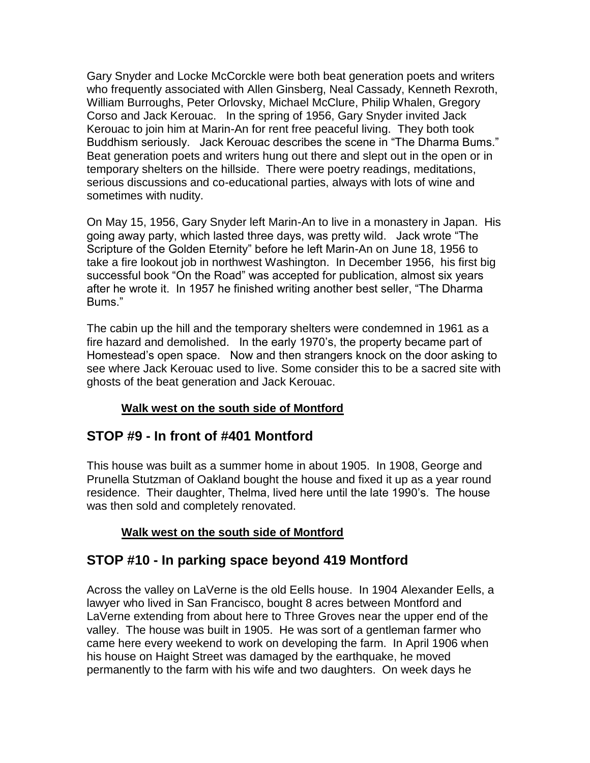Gary Snyder and Locke McCorckle were both beat generation poets and writers who frequently associated with Allen Ginsberg, Neal Cassady, Kenneth Rexroth, William Burroughs, Peter Orlovsky, Michael McClure, Philip Whalen, Gregory Corso and Jack Kerouac. In the spring of 1956, Gary Snyder invited Jack Kerouac to join him at Marin-An for rent free peaceful living. They both took Buddhism seriously. Jack Kerouac describes the scene in "The Dharma Bums." Beat generation poets and writers hung out there and slept out in the open or in temporary shelters on the hillside. There were poetry readings, meditations, serious discussions and co-educational parties, always with lots of wine and sometimes with nudity.

On May 15, 1956, Gary Snyder left Marin-An to live in a monastery in Japan. His going away party, which lasted three days, was pretty wild. Jack wrote "The Scripture of the Golden Eternity" before he left Marin-An on June 18, 1956 to take a fire lookout job in northwest Washington. In December 1956, his first big successful book "On the Road" was accepted for publication, almost six years after he wrote it. In 1957 he finished writing another best seller, "The Dharma Bums."

The cabin up the hill and the temporary shelters were condemned in 1961 as a fire hazard and demolished. In the early 1970's, the property became part of Homestead's open space. Now and then strangers knock on the door asking to see where Jack Kerouac used to live. Some consider this to be a sacred site with ghosts of the beat generation and Jack Kerouac.

**Walk west on the south side of Montford**

## STOP #9 - In front of #401 Montford

This house was built as a summer home in about 1905. In 1908, George and Prunella Stutzman of Oakland bought the house and fixed it up as a year round residence. Their daughter, Thelma, lived here until the late 1990's. The house was then sold and completely renovated.

**Walk west on the south side of Montford**

## STOP #10 - In parking space beyond 419 Montford

Across the valley on LaVerne is the old Eells house. In 1904 Alexander Eells, a lawyer who lived in San Francisco, bought 8 acres between Montford and LaVerne extending from about here to Three Groves near the upper end of the valley. The house was built in 1905. He was sort of a gentleman farmer who came here every weekend to work on developing the farm. In April 1906 when his house on Haight Street was damaged by the earthquake, he moved permanently to the farm with his wife and two daughters. On week days he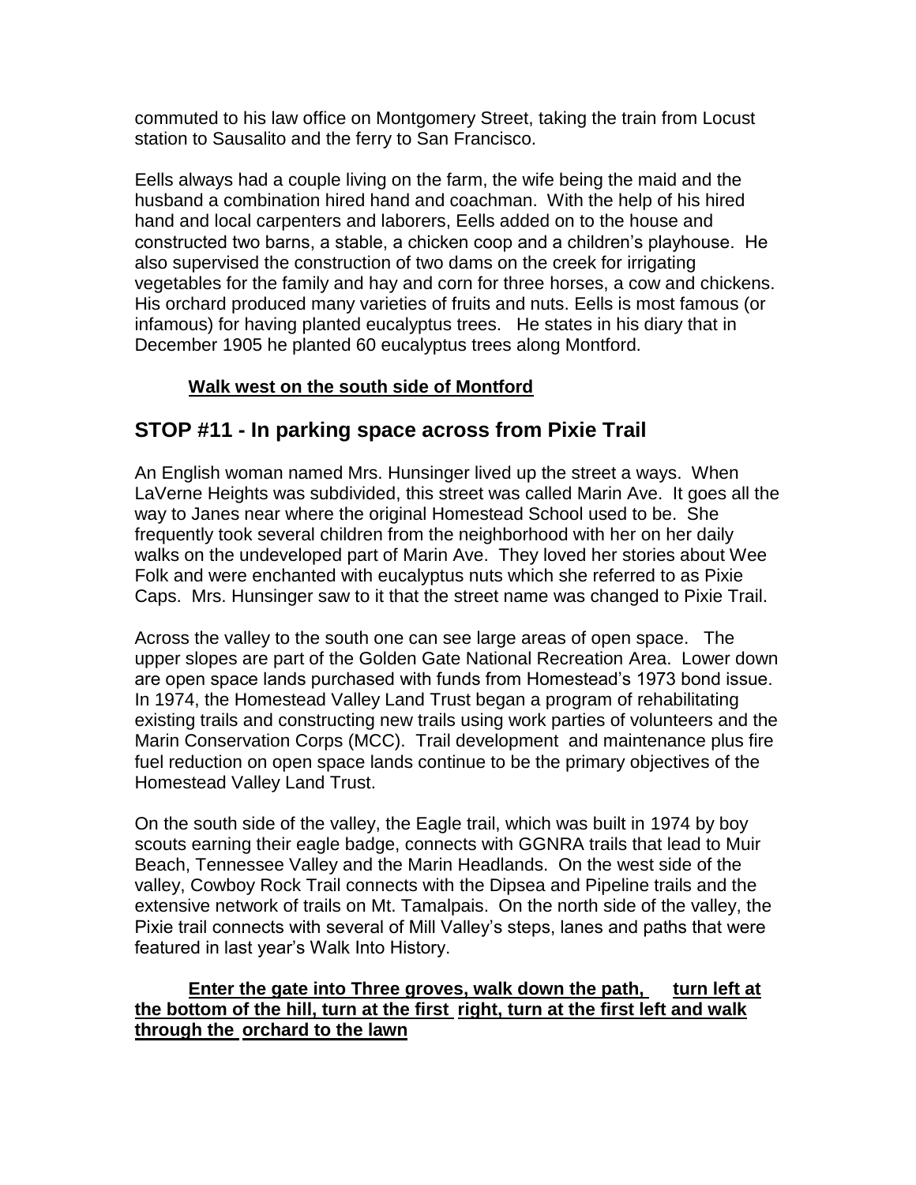commuted to his law office on Montgomery Street, taking the train from Locust station to Sausalito and the ferry to San Francisco.

Eells always had a couple living on the farm, the wife being the maid and the husband a combination hired hand and coachman. With the help of his hired hand and local carpenters and laborers, Eells added on to the house and constructed two barns, a stable, a chicken coop and a children's playhouse. He also supervised the construction of two dams on the creek for irrigating vegetables for the family and hay and corn for three horses, a cow and chickens. His orchard produced many varieties of fruits and nuts. Eells is most famous (or infamous) for having planted eucalyptus trees. He states in his diary that in December 1905 he planted 60 eucalyptus trees along Montford.

**Walk west on the south side of Montford**

## STOP #11 - In parking space across from Pixie Trail

An English woman named Mrs. Hunsinger lived up the street a ways. When LaVerne Heights was subdivided, this street was called Marin Ave. It goes all the way to Janes near where the original Homestead School used to be. She frequently took several children from the neighborhood with her on her daily walks on the undeveloped part of Marin Ave. They loved her stories about Wee Folk and were enchanted with eucalyptus nuts which she referred to as Pixie Caps. Mrs. Hunsinger saw to it that the street name was changed to Pixie Trail.

Across the valley to the south one can see large areas of open space. The upper slopes are part of the Golden Gate National Recreation Area. Lower down are open space lands purchased with funds from Homestead's 1973 bond issue. In 1974, the Homestead Valley Land Trust began a program of rehabilitating existing trails and constructing new trails using work parties of volunteers and the Marin Conservation Corps (MCC). Trail development and maintenance plus fire fuel reduction on open space lands continue to be the primary objectives of the Homestead Valley Land Trust.

On the south side of the valley, the Eagle trail, which was built in 1974 by boy scouts earning their eagle badge, connects with GGNRA trails that lead to Muir Beach, Tennessee Valley and the Marin Headlands. On the west side of the valley, Cowboy Rock Trail connects with the Dipsea and Pipeline trails and the extensive network of trails on Mt. Tamalpais. On the north side of the valley, the Pixie trail connects with several of Mill Valley's steps, lanes and paths that were featured in last year's Walk Into History.

**Enter the gate into Three groves, walk down the path, turn left at the bottom of the hill, turn at the first right, turn at the first left and walk through the orchard to the lawn**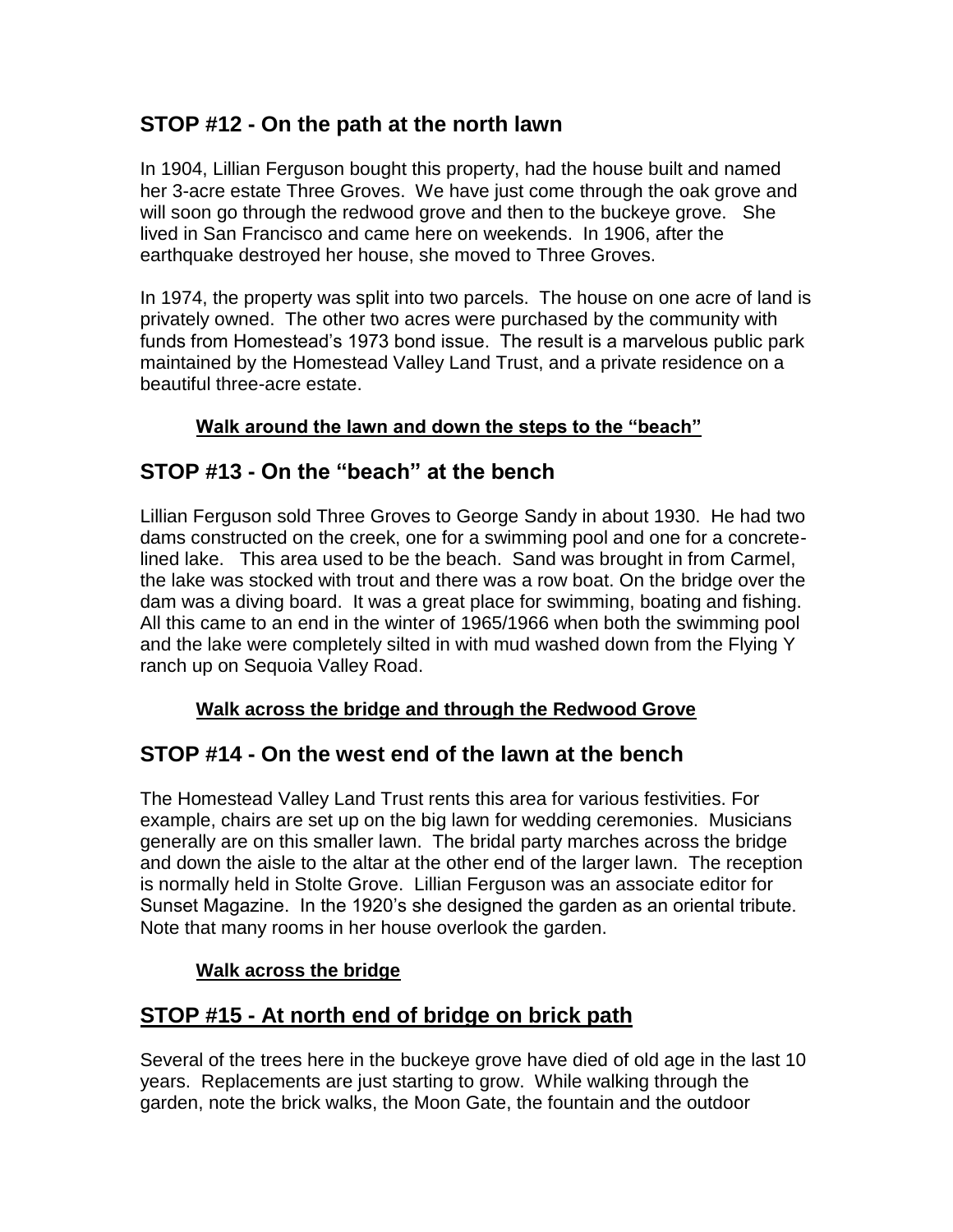## STOP #12 - On the path at the north lawn

In 1904, Lillian Ferguson bought this property, had the house built and named her 3-acre estate Three Groves. We have just come through the oak grove and will soon go through the redwood grove and then to the buckeye grove. She lived in San Francisco and came here on weekends. In 1906, after the earthquake destroyed her house, she moved to Three Groves.

In 1974, the property was split into two parcels. The house on one acre of land is privately owned. The other two acres were purchased by the community with funds from Homestead's 1973 bond issue. The result is a marvelous public park maintained by the Homestead Valley Land Trust, and a private residence on a beautiful three-acre estate.

**Walk around the lawn and down the steps to the "beach"**

## STOP #13 - On the "beach" at the bench

Lillian Ferguson sold Three Groves to George Sandy in about 1930. He had two dams constructed on the creek, one for a swimming pool and one for a concrete-lined lake. This area used to be the beach. Sand was brought in from Carmel, the lake was stocked with trout and there was a row boat. On the bridge over the dam was a diving board. It was a great place for swimming, boating and fishing. All this came to an end in the winter of 1965/1966 when both the swimming pool and the lake were completely silted in with mud washed down from the Flying Y ranch up on Sequoia Valley Road.

**Walk across the bridge and through the Redwood Grove**

## STOP #14 - On the west end of the lawn at the bench

The Homestead Valley Land Trust rents this area for various festivities. For example, chairs are set up on the big lawn for wedding ceremonies. Musicians generally are on this smaller lawn. The bridal party marches across the bridge and down the aisle to the altar at the other end of the larger lawn. The reception is normally held in Stolte Grove. Lillian Ferguson was an associate editor for Sunset Magazine. In the 1920's she designed the garden as an oriental tribute. Note that many rooms in her house overlook the garden.

**Walk across the bridge**

## STOP #15 - At north end of bridge on brick path

Several of the trees here in the buckeye grove have died of old age in the last 10 years. Replacements are just starting to grow. While walking through the garden, note the brick walks, the Moon Gate, the fountain and the outdoor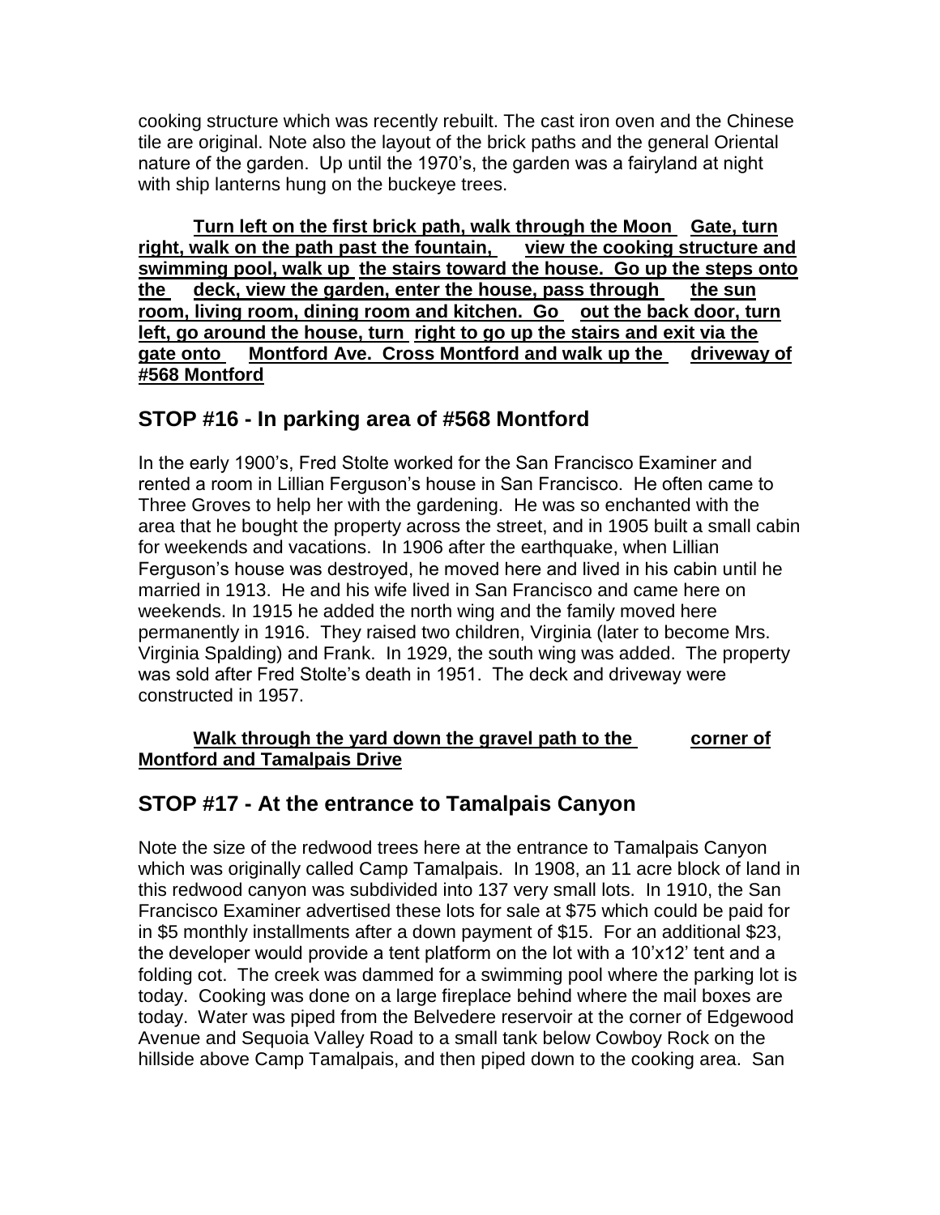cooking structure which was recently rebuilt. The cast iron oven and the Chinese tile are original. Note also the layout of the brick paths and the general Oriental nature of the garden. Up until the 1970's, the garden was a fairyland at night with ship lanterns hung on the buckeye trees.

**Turn left on the first brick path, walk through the Moon Gate, turn right, walk on the path past the fountain, view the cooking structure and swimming pool, walk up the stairs toward the house. Go up the steps onto the deck, view the garden, enter the house, pass through the sun room, living room, dining room and kitchen. Go out the back door, turn left, go around the house, turn right to go up the stairs and exit via the gate onto Montford Ave. Cross Montford and walk up the driveway of #568 Montford**

## STOP #16 - In parking area of #568 Montford

In the early 1900's, Fred Stolte worked for the San Francisco Examiner and rented a room in Lillian Ferguson's house in San Francisco. He often came to Three Groves to help her with the gardening. He was so enchanted with the area that he bought the property across the street, and in 1905 built a small cabin for weekends and vacations. In 1906 after the earthquake, when Lillian Ferguson's house was destroyed, he moved here and lived in his cabin until he married in 1913. He and his wife lived in San Francisco and came here on weekends. In 1915 he added the north wing and the family moved here permanently in 1916. They raised two children, Virginia (later to become Mrs. Virginia Spalding) and Frank. In 1929, the south wing was added. The property was sold after Fred Stolte's death in 1951. The deck and driveway were constructed in 1957.

**Walk through the yard down the gravel path to the corner of Montford and Tamalpais Drive**

## STOP #17 - At the entrance to Tamalpais Canyon

Note the size of the redwood trees here at the entrance to Tamalpais Canyon which was originally called Camp Tamalpais. In 1908, an 11 acre block of land in this redwood canyon was subdivided into 137 very small lots. In 1910, the San Francisco Examiner advertised these lots for sale at $75 which could be paid for in $5 monthly installments after a down payment of $15. For an additional $23, the developer would provide a tent platform on the lot with a 10'x12' tent and a folding cot. The creek was dammed for a swimming pool where the parking lot is today. Cooking was done on a large fireplace behind where the mail boxes are today. Water was piped from the Belvedere reservoir at the corner of Edgewood Avenue and Sequoia Valley Road to a small tank below Cowboy Rock on the hillside above Camp Tamalpais, and then piped down to the cooking area. San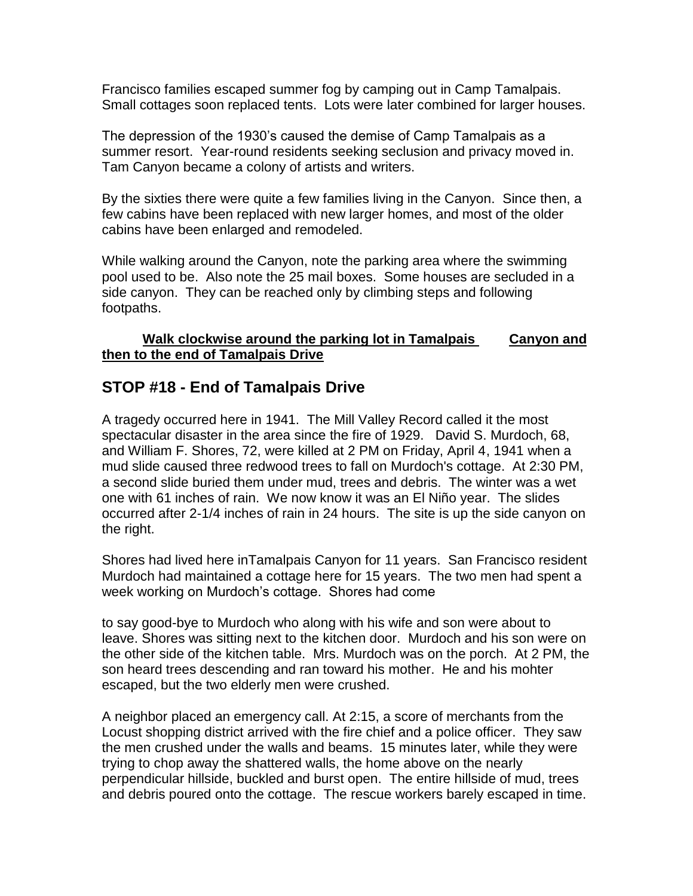Francisco families escaped summer fog by camping out in Camp Tamalpais. Small cottages soon replaced tents. Lots were later combined for larger houses.

The depression of the 1930's caused the demise of Camp Tamalpais as a summer resort. Year-round residents seeking seclusion and privacy moved in. Tam Canyon became a colony of artists and writers.

By the sixties there were quite a few families living in the Canyon. Since then, a few cabins have been replaced with new larger homes, and most of the older cabins have been enlarged and remodeled.

While walking around the Canyon, note the parking area where the swimming pool used to be. Also note the 25 mail boxes. Some houses are secluded in a side canyon. They can be reached only by climbing steps and following footpaths.

**Walk clockwise around the parking lot in Tamalpais Canyon and then to the end of Tamalpais Drive**

## STOP #18 - End of Tamalpais Drive

A tragedy occurred here in 1941. The Mill Valley Record called it the most spectacular disaster in the area since the fire of 1929. David S. Murdoch, 68, and William F. Shores, 72, were killed at 2 PM on Friday, April 4, 1941 when a mud slide caused three redwood trees to fall on Murdoch's cottage. At 2:30 PM, a second slide buried them under mud, trees and debris. The winter was a wet one with 61 inches of rain. We now know it was an El Niño year. The slides occurred after 2-1/4 inches of rain in 24 hours. The site is up the side canyon on the right.

Shores had lived here inTamalpais Canyon for 11 years. San Francisco resident Murdoch had maintained a cottage here for 15 years. The two men had spent a week working on Murdoch's cottage. Shores had come to say good-bye to Murdoch who along with his wife and son were about to leave. Shores was sitting next to the kitchen door. Murdoch and his son were on the other side of the kitchen table. Mrs. Murdoch was on the porch. At 2 PM, the son heard trees descending and ran toward his mother. He and his mohter escaped, but the two elderly men were crushed.

A neighbor placed an emergency call. At 2:15, a score of merchants from the Locust shopping district arrived with the fire chief and a police officer. They saw the men crushed under the walls and beams. 15 minutes later, while they were trying to chop away the shattered walls, the home above on the nearly perpendicular hillside, buckled and burst open. The entire hillside of mud, trees and debris poured onto the cottage. The rescue workers barely escaped in time.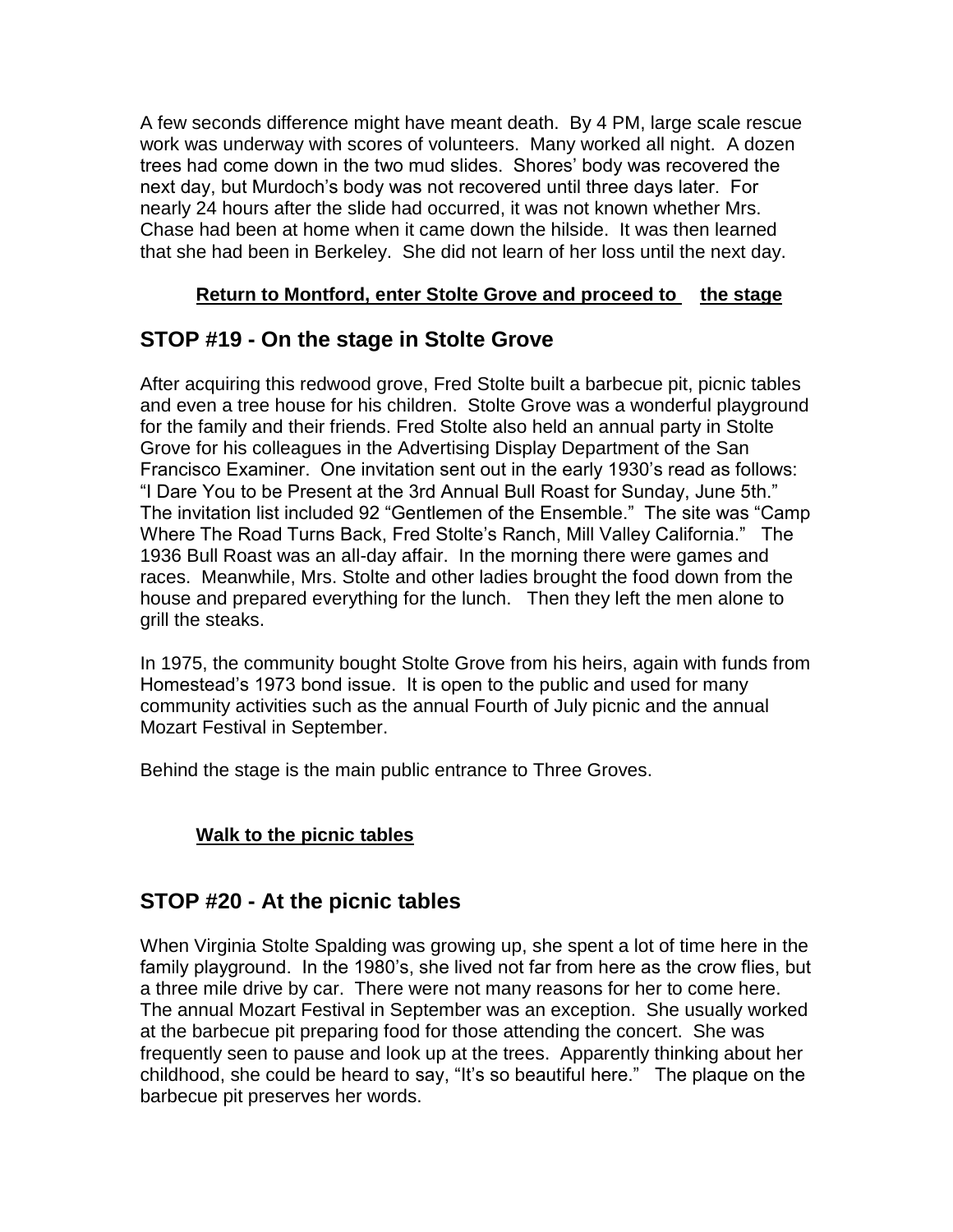A few seconds difference might have meant death. By 4 PM, large scale rescue work was underway with scores of volunteers. Many worked all night. A dozen trees had come down in the two mud slides. Shores' body was recovered the next day, but Murdoch's body was not recovered until three days later. For nearly 24 hours after the slide had occurred, it was not known whether Mrs. Chase had been at home when it came down the hilside. It was then learned that she had been in Berkeley. She did not learn of her loss until the next day.

**Return to Montford, enter Stolte Grove and proceed to the stage**

## STOP #19 - On the stage in Stolte Grove

After acquiring this redwood grove, Fred Stolte built a barbecue pit, picnic tables and even a tree house for his children. Stolte Grove was a wonderful playground for the family and their friends. Fred Stolte also held an annual party in Stolte Grove for his colleagues in the Advertising Display Department of the San Francisco Examiner. One invitation sent out in the early 1930's read as follows: "I Dare You to be Present at the 3rd Annual Bull Roast for Sunday, June 5th." The invitation list included 92 "Gentlemen of the Ensemble." The site was "Camp Where The Road Turns Back, Fred Stolte's Ranch, Mill Valley California." The 1936 Bull Roast was an all-day affair. In the morning there were games and races. Meanwhile, Mrs. Stolte and other ladies brought the food down from the house and prepared everything for the lunch. Then they left the men alone to grill the steaks.

In 1975, the community bought Stolte Grove from his heirs, again with funds from Homestead's 1973 bond issue. It is open to the public and used for many community activities such as the annual Fourth of July picnic and the annual Mozart Festival in September.

Behind the stage is the main public entrance to Three Groves.

**Walk to the picnic tables**

## STOP #20 - At the picnic tables

When Virginia Stolte Spalding was growing up, she spent a lot of time here in the family playground. In the 1980's, she lived not far from here as the crow flies, but a three mile drive by car. There were not many reasons for her to come here. The annual Mozart Festival in September was an exception. She usually worked at the barbecue pit preparing food for those attending the concert. She was frequently seen to pause and look up at the trees. Apparently thinking about her childhood, she could be heard to say, "It's so beautiful here." The plaque on the barbecue pit preserves her words.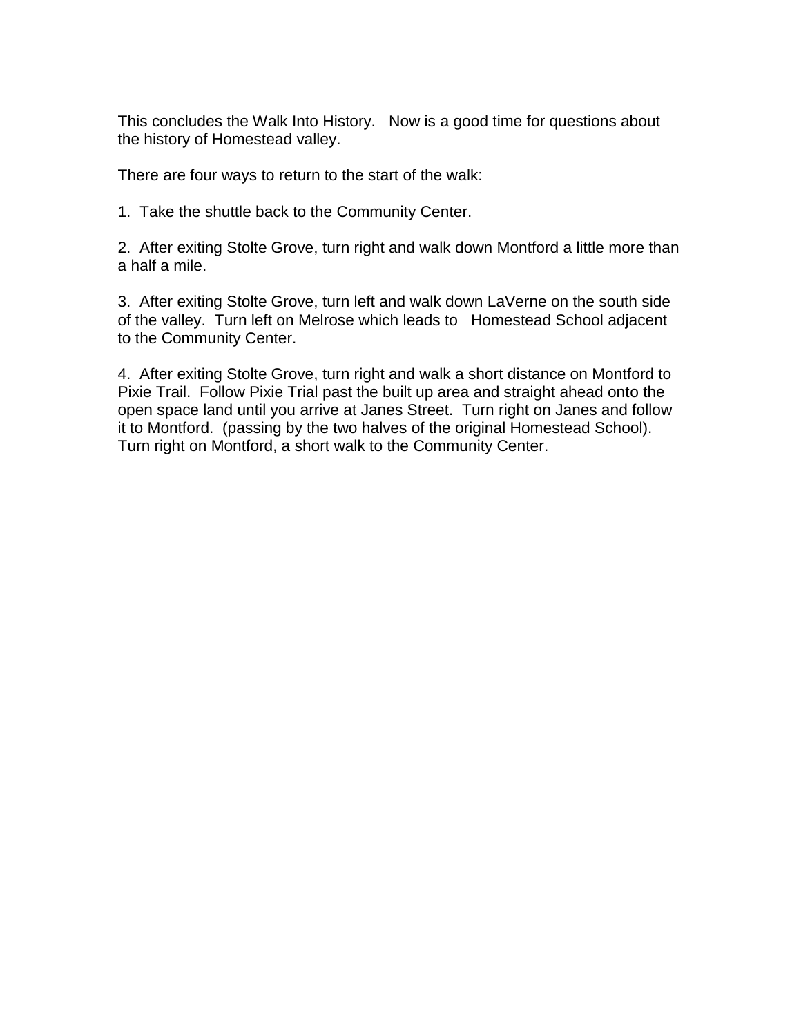This concludes the Walk Into History. Now is a good time for questions about the history of Homestead valley.

There are four ways to return to the start of the walk:

1. Take the shuttle back to the Community Center.

2. After exiting Stolte Grove, turn right and walk down Montford a little more than a half a mile.

3. After exiting Stolte Grove, turn left and walk down LaVerne on the south side of the valley. Turn left on Melrose which leads to Homestead School adjacent to the Community Center.

4. After exiting Stolte Grove, turn right and walk a short distance on Montford to Pixie Trail. Follow Pixie Trial past the built up area and straight ahead onto the open space land until you arrive at Janes Street. Turn right on Janes and follow it to Montford. (passing by the two halves of the original Homestead School). Turn right on Montford, a short walk to the Community Center.